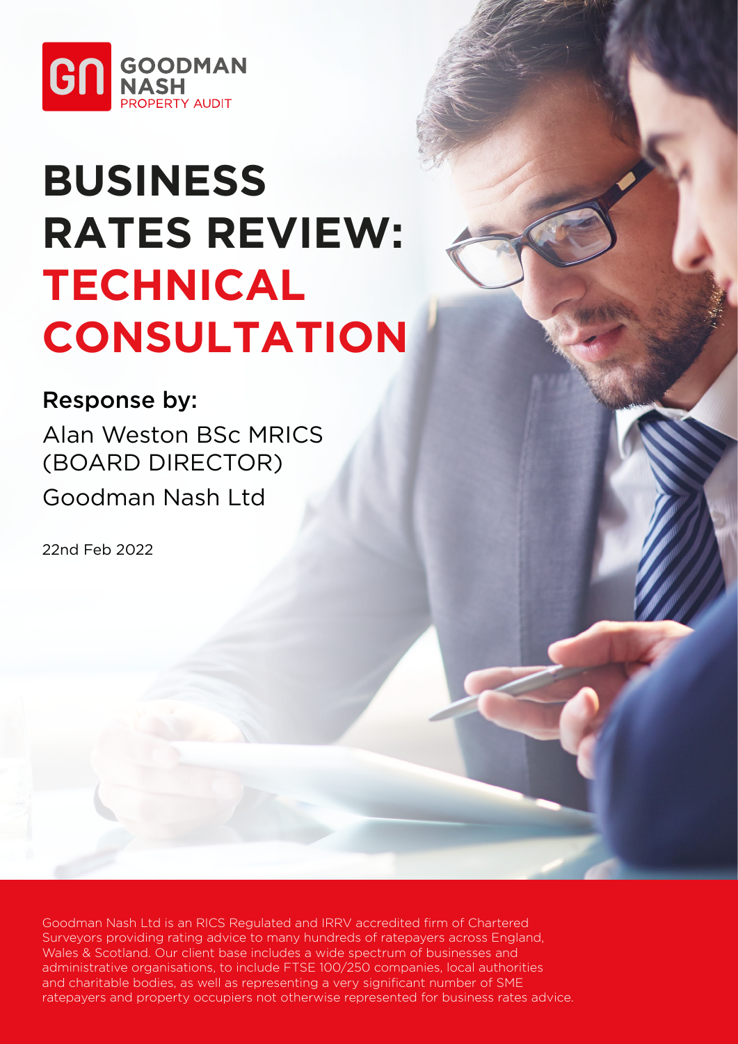GOODMAN NASH PROPERTY AUDIT

# BUSINESS RATES REVIEW: TECHNICAL CONSULTATION

## Response by:

Alan Weston BSc MRICS (BOARD DIRECTOR)

Goodman Nash Ltd

22nd Feb 2022

Goodman Nash Ltd is an RICS Regulated and IRRV accredited firm of Chartered Surveyors providing rating advice to many hundreds of ratepayers across England, Wales & Scotland. Our client base includes a wide spectrum of businesses and administrative organisations, to include FTSE 100/250 companies, local authorities and charitable bodies, as well as representing a very significant number of SME ratepayers and property occupiers not otherwise represented for business rates advice.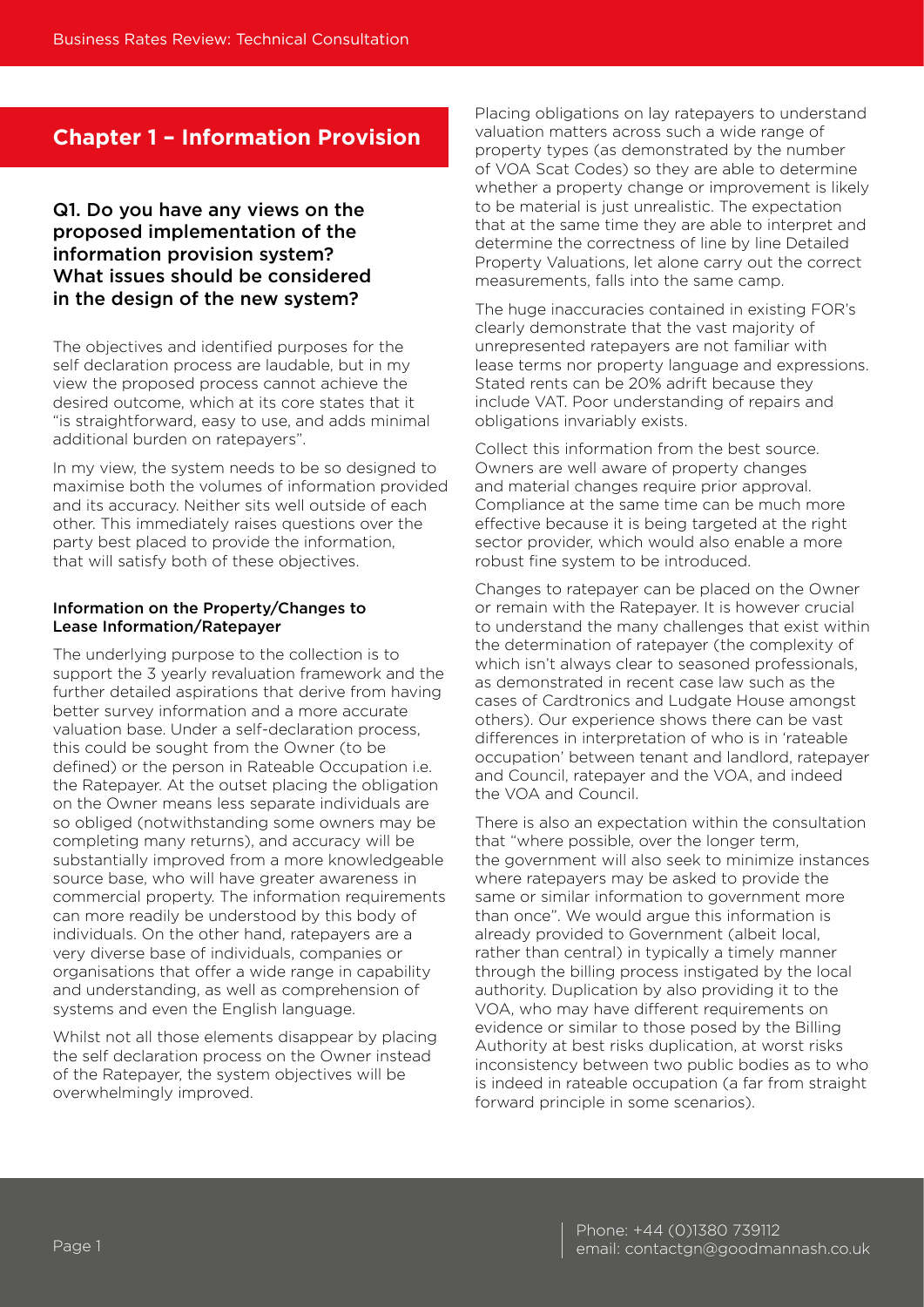## Chapter 1 – Information Provision

### Q1. Do you have any views on the proposed implementation of the information provision system? What issues should be considered in the design of the new system?

The objectives and identified purposes for the self declaration process are laudable, but in my view the proposed process cannot achieve the desired outcome, which at its core states that it "is straightforward, easy to use, and adds minimal additional burden on ratepayers".

In my view, the system needs to be so designed to maximise both the volumes of information provided and its accuracy. Neither sits well outside of each other. This immediately raises questions over the party best placed to provide the information, that will satisfy both of these objectives.

#### Information on the Property/Changes to Lease Information/Ratepayer

The underlying purpose to the collection is to support the 3 yearly revaluation framework and the further detailed aspirations that derive from having better survey information and a more accurate valuation base. Under a self-declaration process, this could be sought from the Owner (to be defined) or the person in Rateable Occupation i.e. the Ratepayer. At the outset placing the obligation on the Owner means less separate individuals are so obliged (notwithstanding some owners may be completing many returns), and accuracy will be substantially improved from a more knowledgeable source base, who will have greater awareness in commercial property. The information requirements can more readily be understood by this body of individuals. On the other hand, ratepayers are a very diverse base of individuals, companies or organisations that offer a wide range in capability and understanding, as well as comprehension of systems and even the English language.

Whilst not all those elements disappear by placing the self declaration process on the Owner instead of the Ratepayer, the system objectives will be overwhelmingly improved.

Placing obligations on lay ratepayers to understand valuation matters across such a wide range of property types (as demonstrated by the number of VOA Scat Codes) so they are able to determine whether a property change or improvement is likely to be material is just unrealistic. The expectation that at the same time they are able to interpret and determine the correctness of line by line Detailed Property Valuations, let alone carry out the correct measurements, falls into the same camp.

The huge inaccuracies contained in existing FOR's clearly demonstrate that the vast majority of unrepresented ratepayers are not familiar with lease terms nor property language and expressions. Stated rents can be 20% adrift because they include VAT. Poor understanding of repairs and obligations invariably exists.

Collect this information from the best source. Owners are well aware of property changes and material changes require prior approval. Compliance at the same time can be much more effective because it is being targeted at the right sector provider, which would also enable a more robust fine system to be introduced.

Changes to ratepayer can be placed on the Owner or remain with the Ratepayer. It is however crucial to understand the many challenges that exist within the determination of ratepayer (the complexity of which isn't always clear to seasoned professionals, as demonstrated in recent case law such as the cases of Cardtronics and Ludgate House amongst others). Our experience shows there can be vast differences in interpretation of who is in 'rateable occupation' between tenant and landlord, ratepayer and Council, ratepayer and the VOA, and indeed the VOA and Council.

There is also an expectation within the consultation that "where possible, over the longer term, the government will also seek to minimize instances where ratepayers may be asked to provide the same or similar information to government more than once". We would argue this information is already provided to Government (albeit local, rather than central) in typically a timely manner through the billing process instigated by the local authority. Duplication by also providing it to the VOA, who may have different requirements on evidence or similar to those posed by the Billing Authority at best risks duplication, at worst risks inconsistency between two public bodies as to who is indeed in rateable occupation (a far from straight forward principle in some scenarios).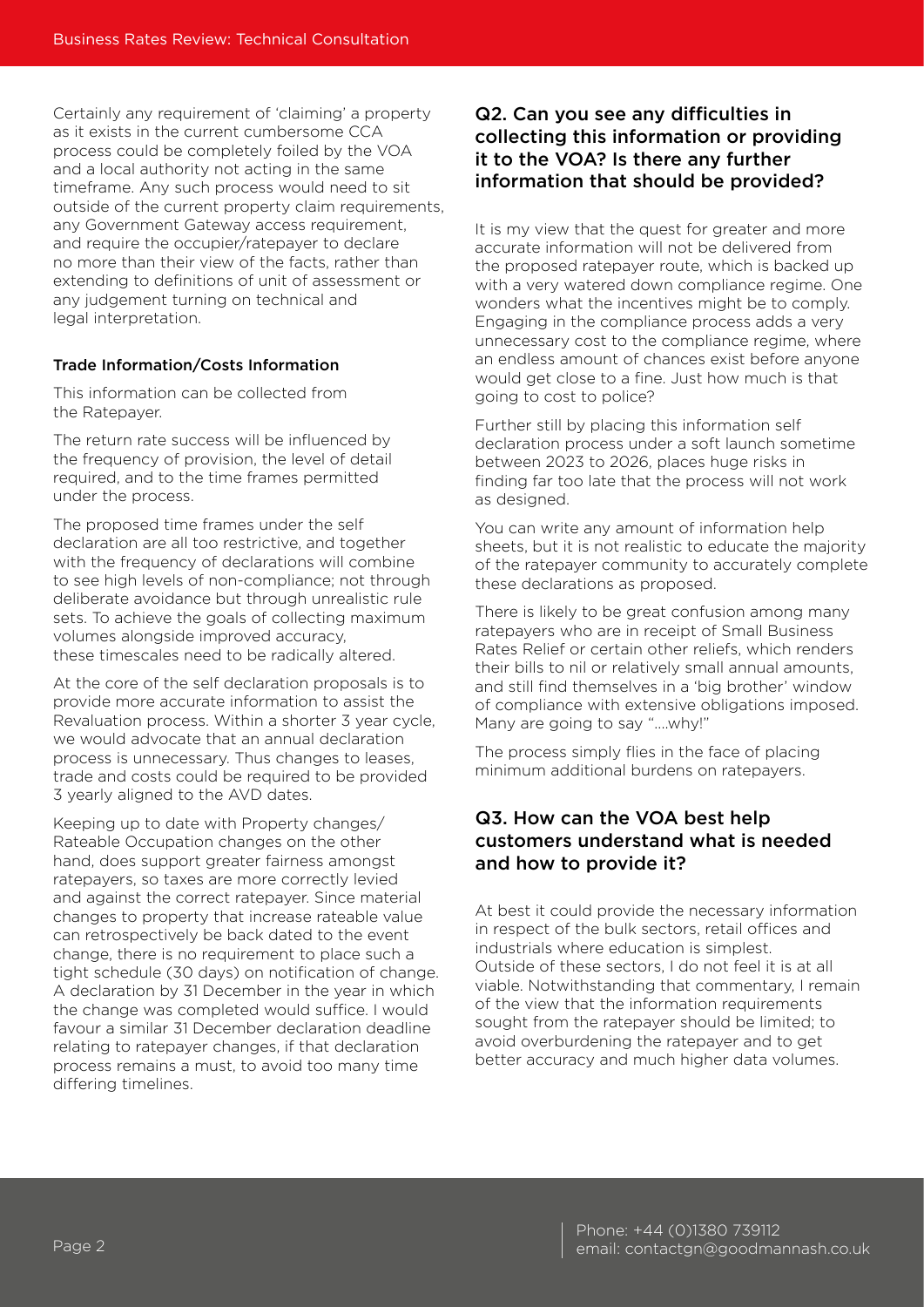Certainly any requirement of 'claiming' a property as it exists in the current cumbersome CCA process could be completely foiled by the VOA and a local authority not acting in the same timeframe. Any such process would need to sit outside of the current property claim requirements, any Government Gateway access requirement, and require the occupier/ratepayer to declare no more than their view of the facts, rather than extending to definitions of unit of assessment or any judgement turning on technical and legal interpretation.

#### Trade Information/Costs Information

This information can be collected from the Ratepayer.

The return rate success will be influenced by the frequency of provision, the level of detail required, and to the time frames permitted under the process.

The proposed time frames under the self declaration are all too restrictive, and together with the frequency of declarations will combine to see high levels of non-compliance; not through deliberate avoidance but through unrealistic rule sets. To achieve the goals of collecting maximum volumes alongside improved accuracy, these timescales need to be radically altered.

At the core of the self declaration proposals is to provide more accurate information to assist the Revaluation process. Within a shorter 3 year cycle, we would advocate that an annual declaration process is unnecessary. Thus changes to leases, trade and costs could be required to be provided 3 yearly aligned to the AVD dates.

Keeping up to date with Property changes/ Rateable Occupation changes on the other hand, does support greater fairness amongst ratepayers, so taxes are more correctly levied and against the correct ratepayer. Since material changes to property that increase rateable value can retrospectively be back dated to the event change, there is no requirement to place such a tight schedule (30 days) on notification of change. A declaration by 31 December in the year in which the change was completed would suffice. I would favour a similar 31 December declaration deadline relating to ratepayer changes, if that declaration process remains a must, to avoid too many time differing timelines.

### Q2. Can you see any difficulties in collecting this information or providing it to the VOA? Is there any further information that should be provided?

It is my view that the quest for greater and more accurate information will not be delivered from the proposed ratepayer route, which is backed up with a very watered down compliance regime. One wonders what the incentives might be to comply. Engaging in the compliance process adds a very unnecessary cost to the compliance regime, where an endless amount of chances exist before anyone would get close to a fine. Just how much is that going to cost to police?

Further still by placing this information self declaration process under a soft launch sometime between 2023 to 2026, places huge risks in finding far too late that the process will not work as designed.

You can write any amount of information help sheets, but it is not realistic to educate the majority of the ratepayer community to accurately complete these declarations as proposed.

There is likely to be great confusion among many ratepayers who are in receipt of Small Business Rates Relief or certain other reliefs, which renders their bills to nil or relatively small annual amounts, and still find themselves in a 'big brother' window of compliance with extensive obligations imposed. Many are going to say "....why!"

The process simply flies in the face of placing minimum additional burdens on ratepayers.

### Q3. How can the VOA best help customers understand what is needed and how to provide it?

At best it could provide the necessary information in respect of the bulk sectors, retail offices and industrials where education is simplest. Outside of these sectors, I do not feel it is at all viable. Notwithstanding that commentary, I remain of the view that the information requirements sought from the ratepayer should be limited; to avoid overburdening the ratepayer and to get better accuracy and much higher data volumes.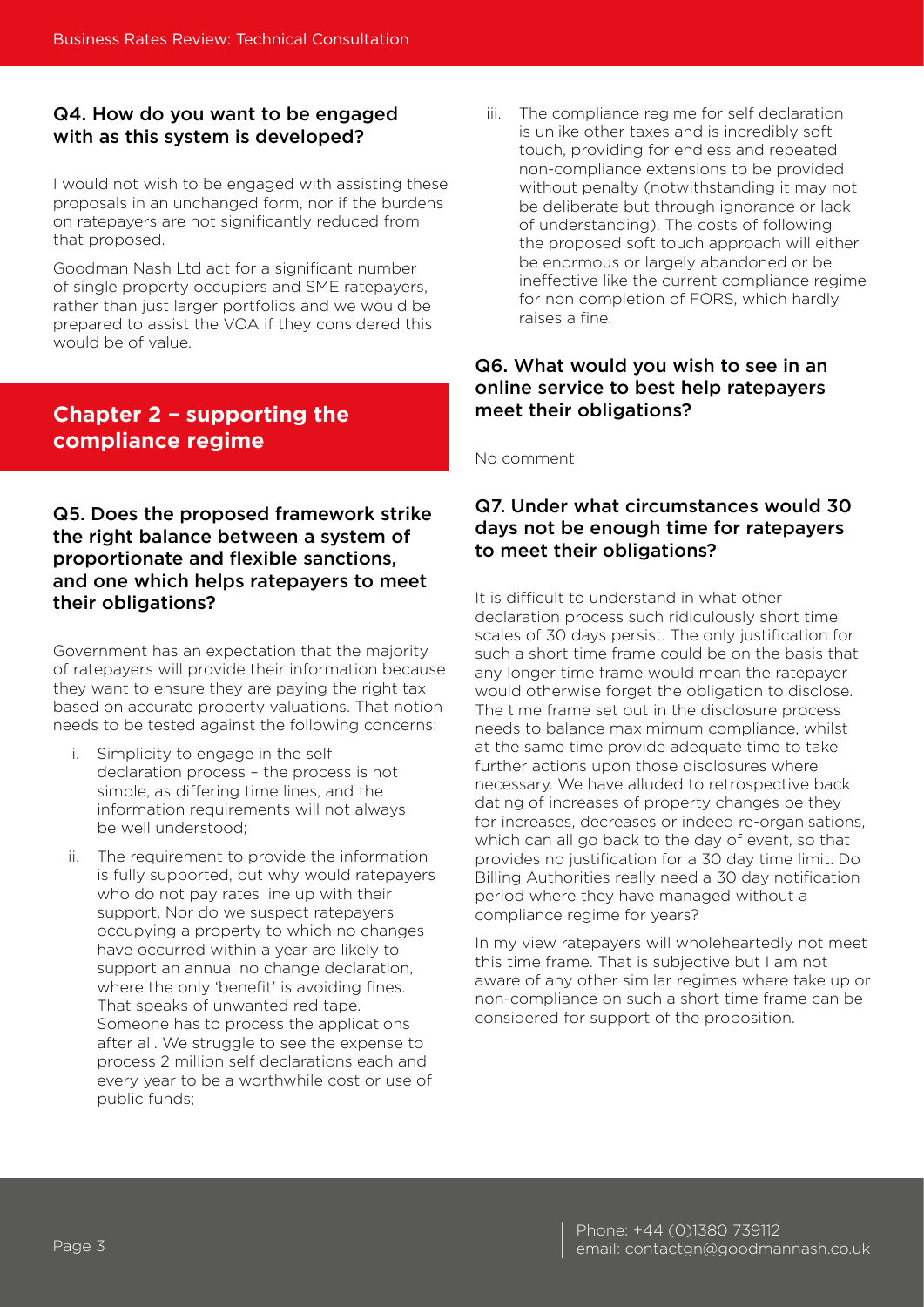### Q4. How do you want to be engaged with as this system is developed?

I would not wish to be engaged with assisting these proposals in an unchanged form, nor if the burdens on ratepayers are not significantly reduced from that proposed.

Goodman Nash Ltd act for a significant number of single property occupiers and SME ratepayers, rather than just larger portfolios and we would be prepared to assist the VOA if they considered this would be of value.

## Chapter 2 – supporting the compliance regime

### Q5. Does the proposed framework strike the right balance between a system of proportionate and flexible sanctions, and one which helps ratepayers to meet their obligations?

Government has an expectation that the majority of ratepayers will provide their information because they want to ensure they are paying the right tax based on accurate property valuations. That notion needs to be tested against the following concerns:

i. Simplicity to engage in the self declaration process – the process is not simple, as differing time lines, and the information requirements will not always be well understood;

ii. The requirement to provide the information is fully supported, but why would ratepayers who do not pay rates line up with their support. Nor do we suspect ratepayers occupying a property to which no changes have occurred within a year are likely to support an annual no change declaration, where the only 'benefit' is avoiding fines. That speaks of unwanted red tape. Someone has to process the applications after all. We struggle to see the expense to process 2 million self declarations each and every year to be a worthwhile cost or use of public funds;

iii. The compliance regime for self declaration is unlike other taxes and is incredibly soft touch, providing for endless and repeated non-compliance extensions to be provided without penalty (notwithstanding it may not be deliberate but through ignorance or lack of understanding). The costs of following the proposed soft touch approach will either be enormous or largely abandoned or be ineffective like the current compliance regime for non completion of FORS, which hardly raises a fine.

### Q6. What would you wish to see in an online service to best help ratepayers meet their obligations?

No comment

### Q7. Under what circumstances would 30 days not be enough time for ratepayers to meet their obligations?

It is difficult to understand in what other declaration process such ridiculously short time scales of 30 days persist. The only justification for such a short time frame could be on the basis that any longer time frame would mean the ratepayer would otherwise forget the obligation to disclose. The time frame set out in the disclosure process needs to balance maximimum compliance, whilst at the same time provide adequate time to take further actions upon those disclosures where necessary. We have alluded to retrospective back dating of increases of property changes be they for increases, decreases or indeed re-organisations, which can all go back to the day of event, so that provides no justification for a 30 day time limit. Do Billing Authorities really need a 30 day notification period where they have managed without a compliance regime for years?

In my view ratepayers will wholeheartedly not meet this time frame. That is subjective but I am not aware of any other similar regimes where take up or non-compliance on such a short time frame can be considered for support of the proposition.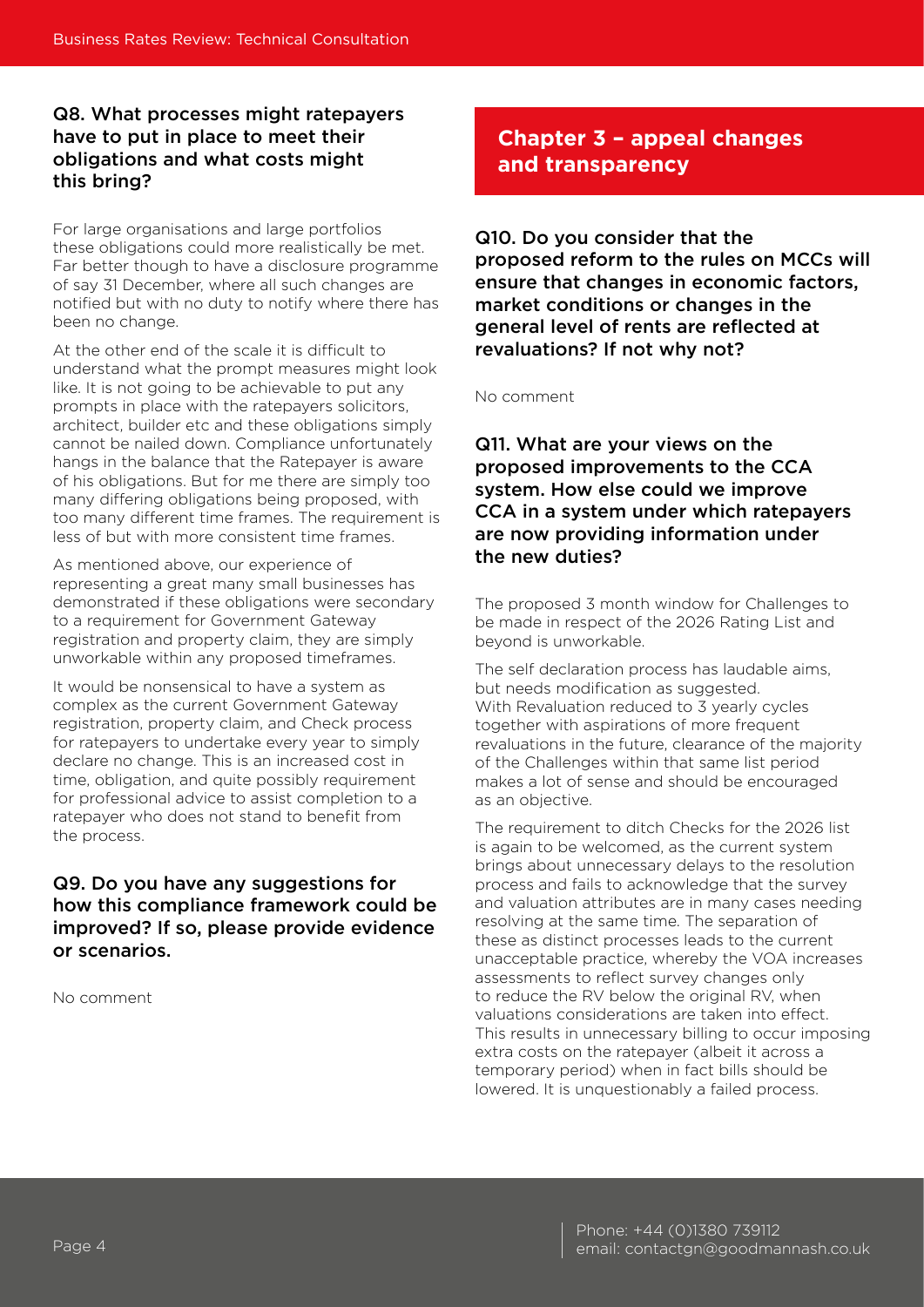### Q8. What processes might ratepayers have to put in place to meet their obligations and what costs might this bring?

For large organisations and large portfolios these obligations could more realistically be met. Far better though to have a disclosure programme of say 31 December, where all such changes are notified but with no duty to notify where there has been no change.

At the other end of the scale it is difficult to understand what the prompt measures might look like. It is not going to be achievable to put any prompts in place with the ratepayers solicitors, architect, builder etc and these obligations simply cannot be nailed down. Compliance unfortunately hangs in the balance that the Ratepayer is aware of his obligations. But for me there are simply too many differing obligations being proposed, with too many different time frames. The requirement is less of but with more consistent time frames.

As mentioned above, our experience of representing a great many small businesses has demonstrated if these obligations were secondary to a requirement for Government Gateway registration and property claim, they are simply unworkable within any proposed timeframes.

It would be nonsensical to have a system as complex as the current Government Gateway registration, property claim, and Check process for ratepayers to undertake every year to simply declare no change. This is an increased cost in time, obligation, and quite possibly requirement for professional advice to assist completion to a ratepayer who does not stand to benefit from the process.

### Q9. Do you have any suggestions for how this compliance framework could be improved? If so, please provide evidence or scenarios.

No comment

## Chapter 3 – appeal changes and transparency

### Q10. Do you consider that the proposed reform to the rules on MCCs will ensure that changes in economic factors, market conditions or changes in the general level of rents are reflected at revaluations? If not why not?

No comment

### Q11. What are your views on the proposed improvements to the CCA system. How else could we improve CCA in a system under which ratepayers are now providing information under the new duties?

The proposed 3 month window for Challenges to be made in respect of the 2026 Rating List and beyond is unworkable.

The self declaration process has laudable aims, but needs modification as suggested. With Revaluation reduced to 3 yearly cycles together with aspirations of more frequent revaluations in the future, clearance of the majority of the Challenges within that same list period makes a lot of sense and should be encouraged as an objective.

The requirement to ditch Checks for the 2026 list is again to be welcomed, as the current system brings about unnecessary delays to the resolution process and fails to acknowledge that the survey and valuation attributes are in many cases needing resolving at the same time. The separation of these as distinct processes leads to the current unacceptable practice, whereby the VOA increases assessments to reflect survey changes only to reduce the RV below the original RV, when valuations considerations are taken into effect. This results in unnecessary billing to occur imposing extra costs on the ratepayer (albeit it across a temporary period) when in fact bills should be lowered. It is unquestionably a failed process.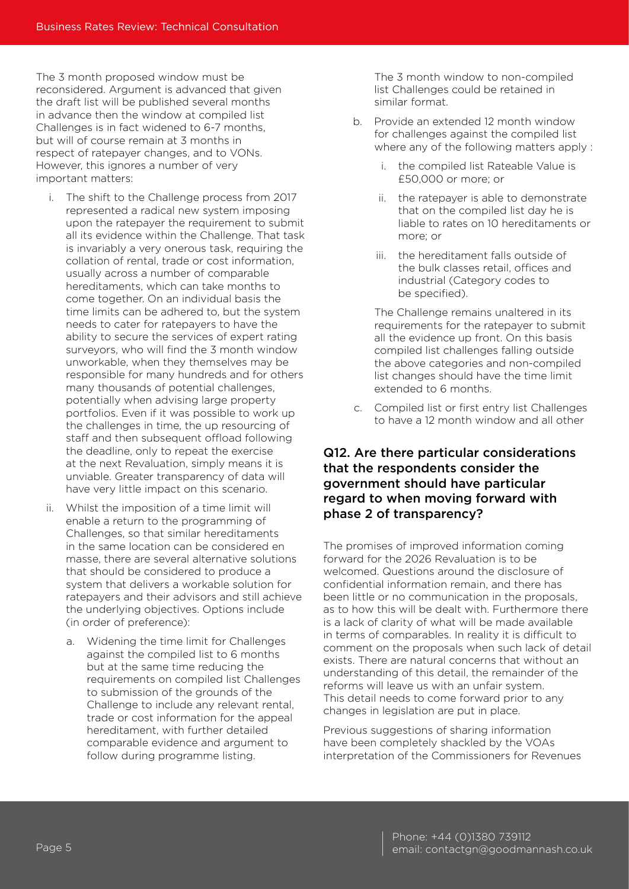The 3 month proposed window must be reconsidered. Argument is advanced that given the draft list will be published several months in advance then the window at compiled list Challenges is in fact widened to 6-7 months, but will of course remain at 3 months in respect of ratepayer changes, and to VONs. However, this ignores a number of very important matters:

i. The shift to the Challenge process from 2017 represented a radical new system imposing upon the ratepayer the requirement to submit all its evidence within the Challenge. That task is invariably a very onerous task, requiring the collation of rental, trade or cost information, usually across a number of comparable hereditaments, which can take months to come together. On an individual basis the time limits can be adhered to, but the system needs to cater for ratepayers to have the ability to secure the services of expert rating surveyors, who will find the 3 month window unworkable, when they themselves may be responsible for many hundreds and for others many thousands of potential challenges, potentially when advising large property portfolios. Even if it was possible to work up the challenges in time, the up resourcing of staff and then subsequent offload following the deadline, only to repeat the exercise at the next Revaluation, simply means it is unviable. Greater transparency of data will have very little impact on this scenario.

ii. Whilst the imposition of a time limit will enable a return to the programming of Challenges, so that similar hereditaments in the same location can be considered en masse, there are several alternative solutions that should be considered to produce a system that delivers a workable solution for ratepayers and their advisors and still achieve the underlying objectives. Options include (in order of preference):

   a. Widening the time limit for Challenges against the compiled list to 6 months but at the same time reducing the requirements on compiled list Challenges to submission of the grounds of the Challenge to include any relevant rental, trade or cost information for the appeal hereditament, with further detailed comparable evidence and argument to follow during programme listing.

      The 3 month window to non-compiled list Challenges could be retained in similar format.

   b. Provide an extended 12 month window for challenges against the compiled list where any of the following matters apply :

      i. the compiled list Rateable Value is £50,000 or more; or

      ii. the ratepayer is able to demonstrate that on the compiled list day he is liable to rates on 10 hereditaments or more; or

      iii. the hereditament falls outside of the bulk classes retail, offices and industrial (Category codes to be specified).

      The Challenge remains unaltered in its requirements for the ratepayer to submit all the evidence up front. On this basis compiled list challenges falling outside the above categories and non-compiled list changes should have the time limit extended to 6 months.

   c. Compiled list or first entry list Challenges to have a 12 month window and all other

## Q12. Are there particular considerations that the respondents consider the government should have particular regard to when moving forward with phase 2 of transparency?

The promises of improved information coming forward for the 2026 Revaluation is to be welcomed. Questions around the disclosure of confidential information remain, and there has been little or no communication in the proposals, as to how this will be dealt with. Furthermore there is a lack of clarity of what will be made available in terms of comparables. In reality it is difficult to comment on the proposals when such lack of detail exists. There are natural concerns that without an understanding of this detail, the remainder of the reforms will leave us with an unfair system. This detail needs to come forward prior to any changes in legislation are put in place.

Previous suggestions of sharing information have been completely shackled by the VOAs interpretation of the Commissioners for Revenues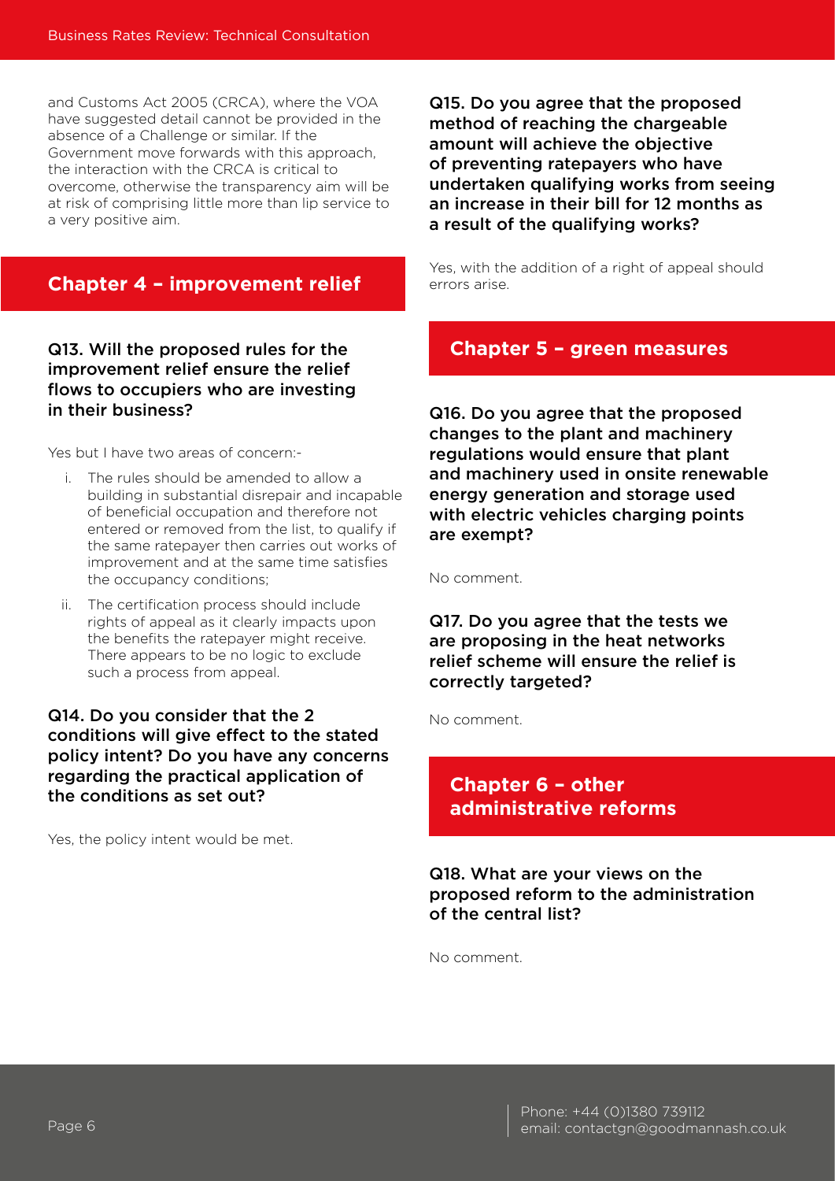and Customs Act 2005 (CRCA), where the VOA have suggested detail cannot be provided in the absence of a Challenge or similar. If the Government move forwards with this approach, the interaction with the CRCA is critical to overcome, otherwise the transparency aim will be at risk of comprising little more than lip service to a very positive aim.

## Chapter 4 – improvement relief

### Q13. Will the proposed rules for the improvement relief ensure the relief flows to occupiers who are investing in their business?

Yes but I have two areas of concern:-

i. The rules should be amended to allow a building in substantial disrepair and incapable of beneficial occupation and therefore not entered or removed from the list, to qualify if the same ratepayer then carries out works of improvement and at the same time satisfies the occupancy conditions;

ii. The certification process should include rights of appeal as it clearly impacts upon the benefits the ratepayer might receive. There appears to be no logic to exclude such a process from appeal.

### Q14. Do you consider that the 2 conditions will give effect to the stated policy intent? Do you have any concerns regarding the practical application of the conditions as set out?

Yes, the policy intent would be met.

### Q15. Do you agree that the proposed method of reaching the chargeable amount will achieve the objective of preventing ratepayers who have undertaken qualifying works from seeing an increase in their bill for 12 months as a result of the qualifying works?

Yes, with the addition of a right of appeal should errors arise.

## Chapter 5 – green measures

### Q16. Do you agree that the proposed changes to the plant and machinery regulations would ensure that plant and machinery used in onsite renewable energy generation and storage used with electric vehicles charging points are exempt?

No comment.

### Q17. Do you agree that the tests we are proposing in the heat networks relief scheme will ensure the relief is correctly targeted?

No comment.

## Chapter 6 – other administrative reforms

### Q18. What are your views on the proposed reform to the administration of the central list?

No comment.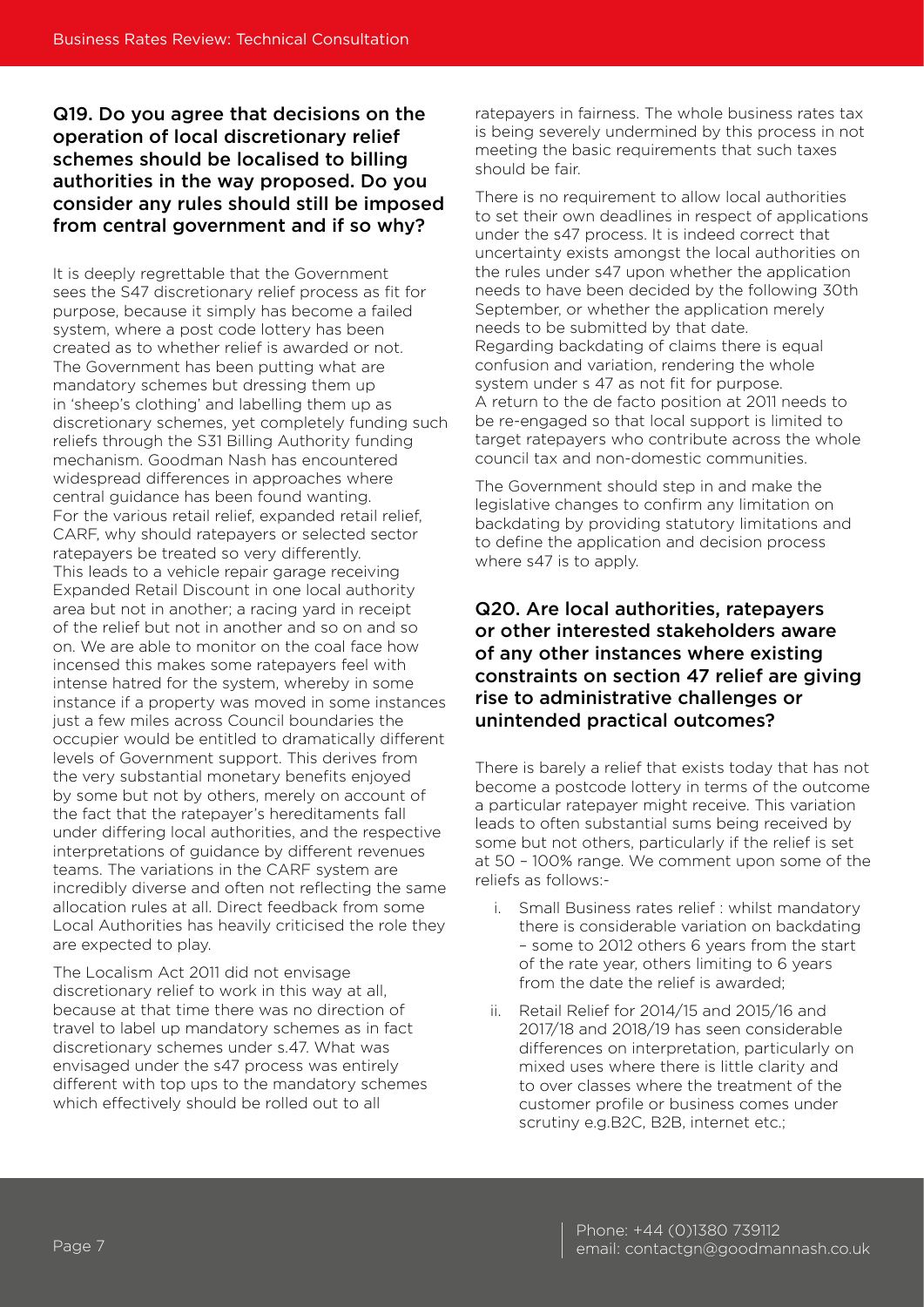## Q19. Do you agree that decisions on the operation of local discretionary relief schemes should be localised to billing authorities in the way proposed. Do you consider any rules should still be imposed from central government and if so why?

It is deeply regrettable that the Government sees the S47 discretionary relief process as fit for purpose, because it simply has become a failed system, where a post code lottery has been created as to whether relief is awarded or not. The Government has been putting what are mandatory schemes but dressing them up in 'sheep's clothing' and labelling them up as discretionary schemes, yet completely funding such reliefs through the S31 Billing Authority funding mechanism. Goodman Nash has encountered widespread differences in approaches where central guidance has been found wanting.
For the various retail relief, expanded retail relief, CARF, why should ratepayers or selected sector ratepayers be treated so very differently.
This leads to a vehicle repair garage receiving Expanded Retail Discount in one local authority area but not in another; a racing yard in receipt of the relief but not in another and so on and so on. We are able to monitor on the coal face how incensed this makes some ratepayers feel with intense hatred for the system, whereby in some instance if a property was moved in some instances just a few miles across Council boundaries the occupier would be entitled to dramatically different levels of Government support. This derives from the very substantial monetary benefits enjoyed by some but not by others, merely on account of the fact that the ratepayer's hereditaments fall under differing local authorities, and the respective interpretations of guidance by different revenues teams. The variations in the CARF system are incredibly diverse and often not reflecting the same allocation rules at all. Direct feedback from some Local Authorities has heavily criticised the role they are expected to play.

The Localism Act 2011 did not envisage discretionary relief to work in this way at all, because at that time there was no direction of travel to label up mandatory schemes as in fact discretionary schemes under s.47. What was envisaged under the s47 process was entirely different with top ups to the mandatory schemes which effectively should be rolled out to all ratepayers in fairness. The whole business rates tax is being severely undermined by this process in not meeting the basic requirements that such taxes should be fair.

There is no requirement to allow local authorities to set their own deadlines in respect of applications under the s47 process. It is indeed correct that uncertainty exists amongst the local authorities on the rules under s47 upon whether the application needs to have been decided by the following 30th September, or whether the application merely needs to be submitted by that date.
Regarding backdating of claims there is equal confusion and variation, rendering the whole system under s 47 as not fit for purpose.
A return to the de facto position at 2011 needs to be re-engaged so that local support is limited to target ratepayers who contribute across the whole council tax and non-domestic communities.

The Government should step in and make the legislative changes to confirm any limitation on backdating by providing statutory limitations and to define the application and decision process where s47 is to apply.

## Q20. Are local authorities, ratepayers or other interested stakeholders aware of any other instances where existing constraints on section 47 relief are giving rise to administrative challenges or unintended practical outcomes?

There is barely a relief that exists today that has not become a postcode lottery in terms of the outcome a particular ratepayer might receive. This variation leads to often substantial sums being received by some but not others, particularly if the relief is set at 50 – 100% range. We comment upon some of the reliefs as follows:-

i. Small Business rates relief : whilst mandatory there is considerable variation on backdating – some to 2012 others 6 years from the start of the rate year, others limiting to 6 years from the date the relief is awarded;

ii. Retail Relief for 2014/15 and 2015/16 and 2017/18 and 2018/19 has seen considerable differences on interpretation, particularly on mixed uses where there is little clarity and to over classes where the treatment of the customer profile or business comes under scrutiny e.g.B2C, B2B, internet etc.;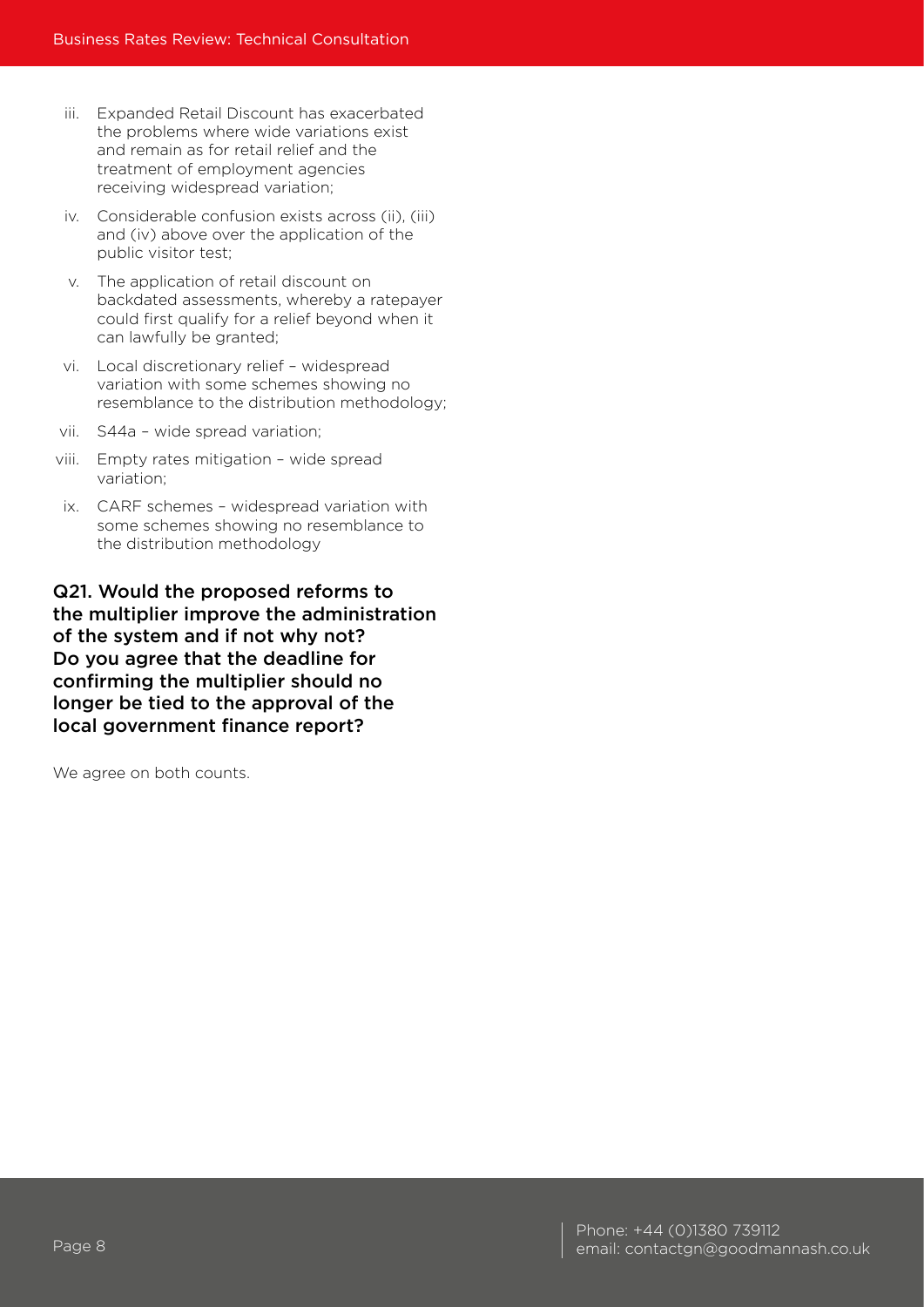iii. Expanded Retail Discount has exacerbated the problems where wide variations exist and remain as for retail relief and the treatment of employment agencies receiving widespread variation;

iv. Considerable confusion exists across (ii), (iii) and (iv) above over the application of the public visitor test;

v. The application of retail discount on backdated assessments, whereby a ratepayer could first qualify for a relief beyond when it can lawfully be granted;

vi. Local discretionary relief – widespread variation with some schemes showing no resemblance to the distribution methodology;

vii. S44a – wide spread variation;

viii. Empty rates mitigation – wide spread variation;

ix. CARF schemes – widespread variation with some schemes showing no resemblance to the distribution methodology

### Q21. Would the proposed reforms to the multiplier improve the administration of the system and if not why not? Do you agree that the deadline for confirming the multiplier should no longer be tied to the approval of the local government finance report?

We agree on both counts.

Phone: +44 (0)1380 739112
email: contactgn@goodmannash.co.uk